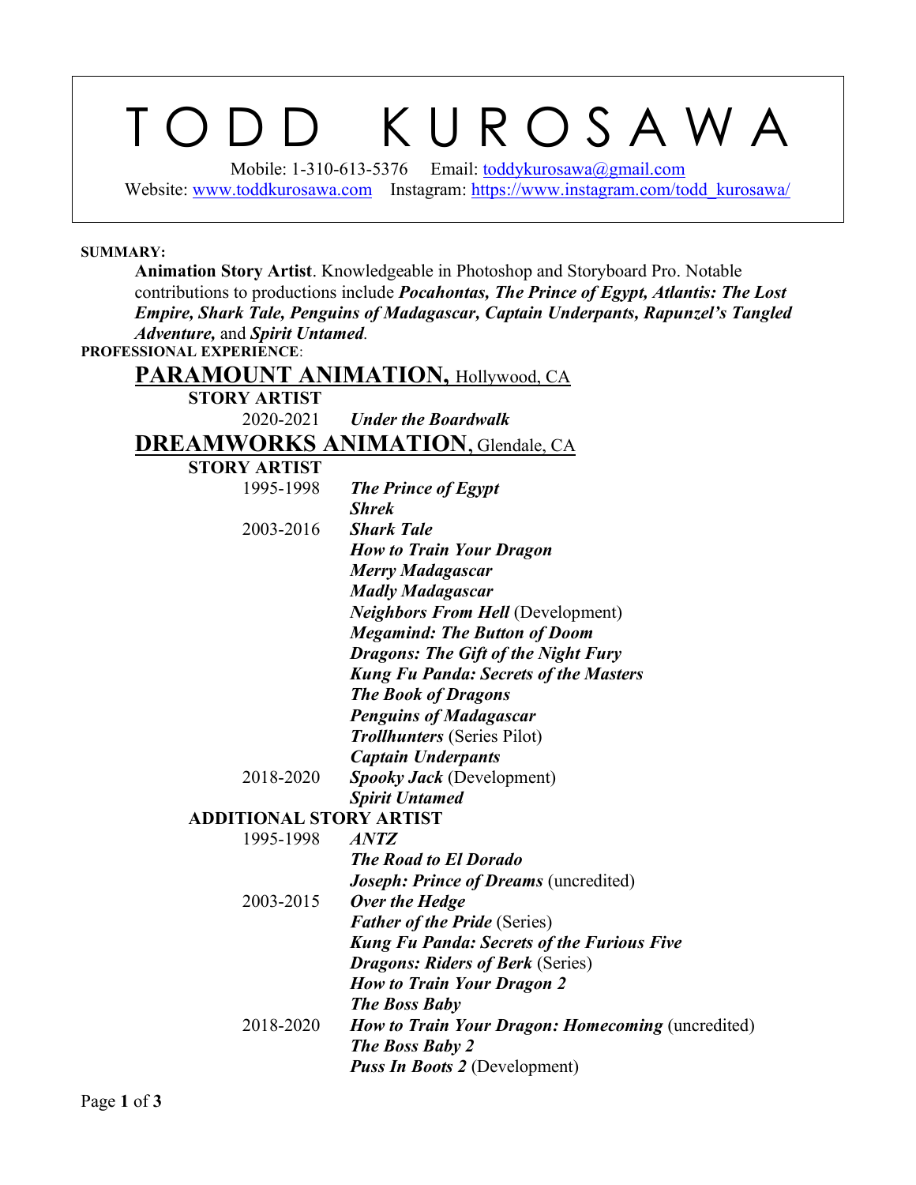# TODD KUROSAWA

Mobile: 1-310-613-5376 Email: toddykurosawa@gmail.com
Website: www.toddkurosawa.com Instagram: https://www.instagram.com/todd_kurosawa/

**SUMMARY:**

**Animation Story Artist**. Knowledgeable in Photoshop and Storyboard Pro. Notable contributions to productions include ***Pocahontas, The Prince of Egypt, Atlantis: The Lost Empire, Shark Tale, Penguins of Madagascar, Captain Underpants, Rapunzel's Tangled Adventure,*** and ***Spirit Untamed***.

**PROFESSIONAL EXPERIENCE**:

## PARAMOUNT ANIMATION, Hollywood, CA

### STORY ARTIST

2020-2021 ***Under the Boardwalk***

## DREAMWORKS ANIMATION, Glendale, CA

### STORY ARTIST

1995-1998
- ***The Prince of Egypt***
- ***Shrek***

2003-2016
- ***Shark Tale***
- ***How to Train Your Dragon***
- ***Merry Madagascar***
- ***Madly Madagascar***
- ***Neighbors From Hell*** (Development)
- ***Megamind: The Button of Doom***
- ***Dragons: The Gift of the Night Fury***
- ***Kung Fu Panda: Secrets of the Masters***
- ***The Book of Dragons***
- ***Penguins of Madagascar***
- ***Trollhunters*** (Series Pilot)
- ***Captain Underpants***

2018-2020
- ***Spooky Jack*** (Development)
- ***Spirit Untamed***

### ADDITIONAL STORY ARTIST

1995-1998
- ***ANTZ***
- ***The Road to El Dorado***
- ***Joseph: Prince of Dreams*** (uncredited)

2003-2015
- ***Over the Hedge***
- ***Father of the Pride*** (Series)
- ***Kung Fu Panda: Secrets of the Furious Five***
- ***Dragons: Riders of Berk*** (Series)
- ***How to Train Your Dragon 2***
- ***The Boss Baby***

2018-2020
- ***How to Train Your Dragon: Homecoming*** (uncredited)
- ***The Boss Baby 2***
- ***Puss In Boots 2*** (Development)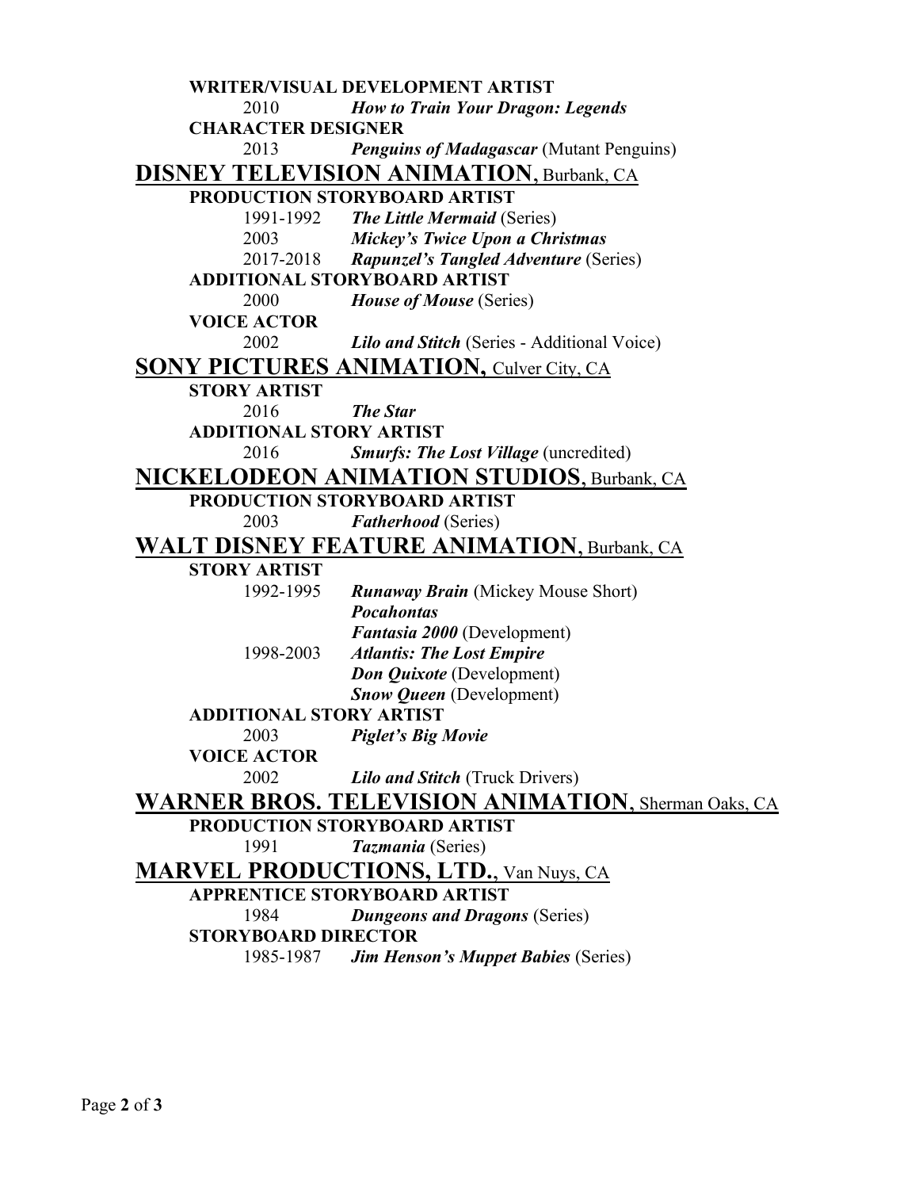**WRITER/VISUAL DEVELOPMENT ARTIST**

2010 ***How to Train Your Dragon: Legends***

**CHARACTER DESIGNER**

2013 ***Penguins of Madagascar*** (Mutant Penguins)

## DISNEY TELEVISION ANIMATION, Burbank, CA

**PRODUCTION STORYBOARD ARTIST**

1991-1992 ***The Little Mermaid*** (Series)

2003 ***Mickey's Twice Upon a Christmas***

2017-2018 ***Rapunzel's Tangled Adventure*** (Series)

**ADDITIONAL STORYBOARD ARTIST**

2000 ***House of Mouse*** (Series)

**VOICE ACTOR**

2002 ***Lilo and Stitch*** (Series - Additional Voice)

## SONY PICTURES ANIMATION, Culver City, CA

**STORY ARTIST**

2016 ***The Star***

**ADDITIONAL STORY ARTIST**

2016 ***Smurfs: The Lost Village*** (uncredited)

## NICKELODEON ANIMATION STUDIOS, Burbank, CA

**PRODUCTION STORYBOARD ARTIST**

2003 ***Fatherhood*** (Series)

## WALT DISNEY FEATURE ANIMATION, Burbank, CA

**STORY ARTIST**

1992-1995 ***Runaway Brain*** (Mickey Mouse Short)
***Pocahontas***
***Fantasia 2000*** (Development)

1998-2003 ***Atlantis: The Lost Empire***
***Don Quixote*** (Development)
***Snow Queen*** (Development)

**ADDITIONAL STORY ARTIST**

2003 ***Piglet's Big Movie***

**VOICE ACTOR**

2002 ***Lilo and Stitch*** (Truck Drivers)

## WARNER BROS. TELEVISION ANIMATION, Sherman Oaks, CA

**PRODUCTION STORYBOARD ARTIST**

1991 ***Tazmania*** (Series)

## MARVEL PRODUCTIONS, LTD., Van Nuys, CA

**APPRENTICE STORYBOARD ARTIST**

1984 ***Dungeons and Dragons*** (Series)

**STORYBOARD DIRECTOR**

1985-1987 ***Jim Henson's Muppet Babies*** (Series)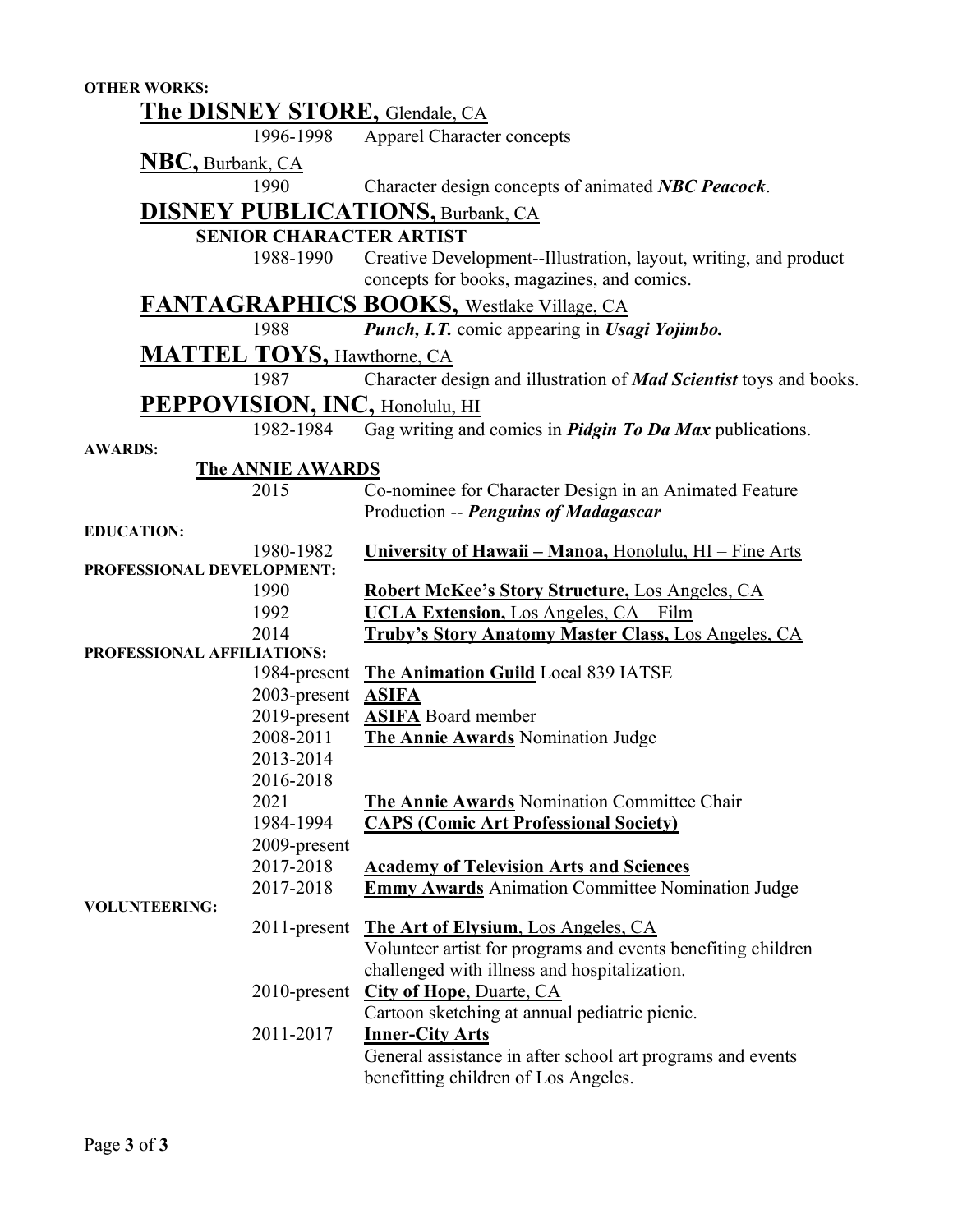**OTHER WORKS:**

## The DISNEY STORE, Glendale, CA

1996-1998 Apparel Character concepts

## NBC, Burbank, CA

1990 Character design concepts of animated ***NBC Peacock***.

## DISNEY PUBLICATIONS, Burbank, CA

**SENIOR CHARACTER ARTIST**

1988-1990 Creative Development--Illustration, layout, writing, and product concepts for books, magazines, and comics.

## FANTAGRAPHICS BOOKS, Westlake Village, CA

1988 ***Punch, I.T.*** comic appearing in ***Usagi Yojimbo.***

## MATTEL TOYS, Hawthorne, CA

1987 Character design and illustration of ***Mad Scientist*** toys and books.

## PEPPOVISION, INC, Honolulu, HI

1982-1984 Gag writing and comics in ***Pidgin To Da Max*** publications.

**AWARDS:**

**The ANNIE AWARDS**

2015 Co-nominee for Character Design in an Animated Feature Production -- ***Penguins of Madagascar***

**EDUCATION:**

1980-1982 **University of Hawaii – Manoa,** Honolulu, HI – Fine Arts

**PROFESSIONAL DEVELOPMENT:**

1990 **Robert McKee's Story Structure,** Los Angeles, CA

1992 **UCLA Extension,** Los Angeles, CA – Film

2014 **Truby's Story Anatomy Master Class,** Los Angeles, CA

**PROFESSIONAL AFFILIATIONS:**

1984-present **The Animation Guild** Local 839 IATSE

2003-present **ASIFA**

2019-present **ASIFA** Board member

2008-2011, 2013-2014, 2016-2018 **The Annie Awards** Nomination Judge

2021 **The Annie Awards** Nomination Committee Chair

1984-1994, 2009-present **CAPS (Comic Art Professional Society)**

2017-2018 **Academy of Television Arts and Sciences**

2017-2018 **Emmy Awards** Animation Committee Nomination Judge

**VOLUNTEERING:**

2011-present **The Art of Elysium**, Los Angeles, CA
Volunteer artist for programs and events benefiting children challenged with illness and hospitalization.

2010-present **City of Hope**, Duarte, CA
Cartoon sketching at annual pediatric picnic.

2011-2017 **Inner-City Arts**
General assistance in after school art programs and events benefitting children of Los Angeles.